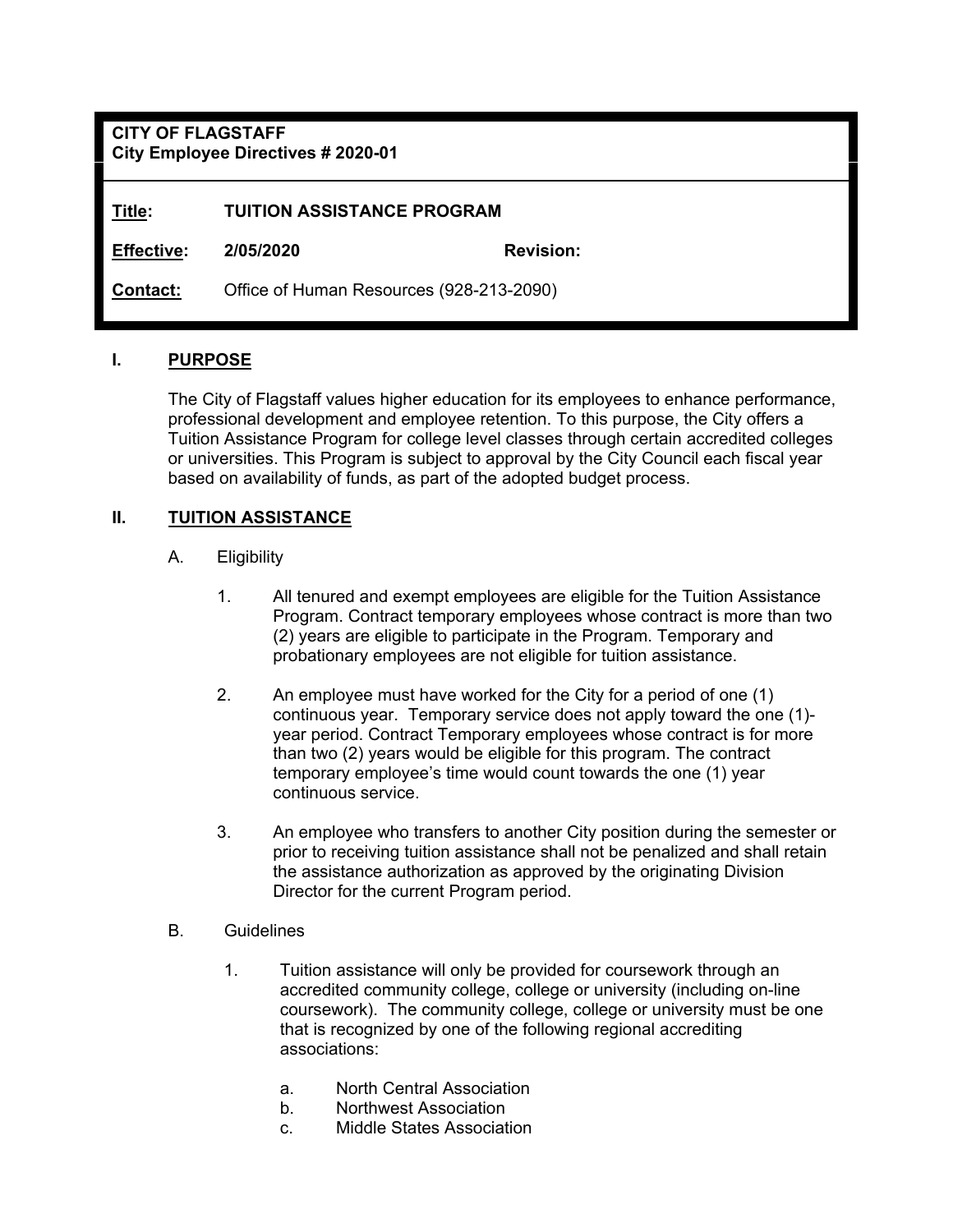**CITY OF FLAGSTAFF**
**City Employee Directives # 2020-01**

| | | | |
|---|---|---|---|
| **Title:** | **TUITION ASSISTANCE PROGRAM** | | |
| **Effective:** | **2/05/2020** | **Revision:** | |
| **Contact:** | Office of Human Resources (928-213-2090) | | |

## I. PURPOSE

The City of Flagstaff values higher education for its employees to enhance performance, professional development and employee retention. To this purpose, the City offers a Tuition Assistance Program for college level classes through certain accredited colleges or universities. This Program is subject to approval by the City Council each fiscal year based on availability of funds, as part of the adopted budget process.

## II. TUITION ASSISTANCE

A. Eligibility

1. All tenured and exempt employees are eligible for the Tuition Assistance Program. Contract temporary employees whose contract is more than two (2) years are eligible to participate in the Program. Temporary and probationary employees are not eligible for tuition assistance.

2. An employee must have worked for the City for a period of one (1) continuous year. Temporary service does not apply toward the one (1)-year period. Contract Temporary employees whose contract is for more than two (2) years would be eligible for this program. The contract temporary employee's time would count towards the one (1) year continuous service.

3. An employee who transfers to another City position during the semester or prior to receiving tuition assistance shall not be penalized and shall retain the assistance authorization as approved by the originating Division Director for the current Program period.

B. Guidelines

1. Tuition assistance will only be provided for coursework through an accredited community college, college or university (including on-line coursework). The community college, college or university must be one that is recognized by one of the following regional accrediting associations:

   a. North Central Association
   b. Northwest Association
   c. Middle States Association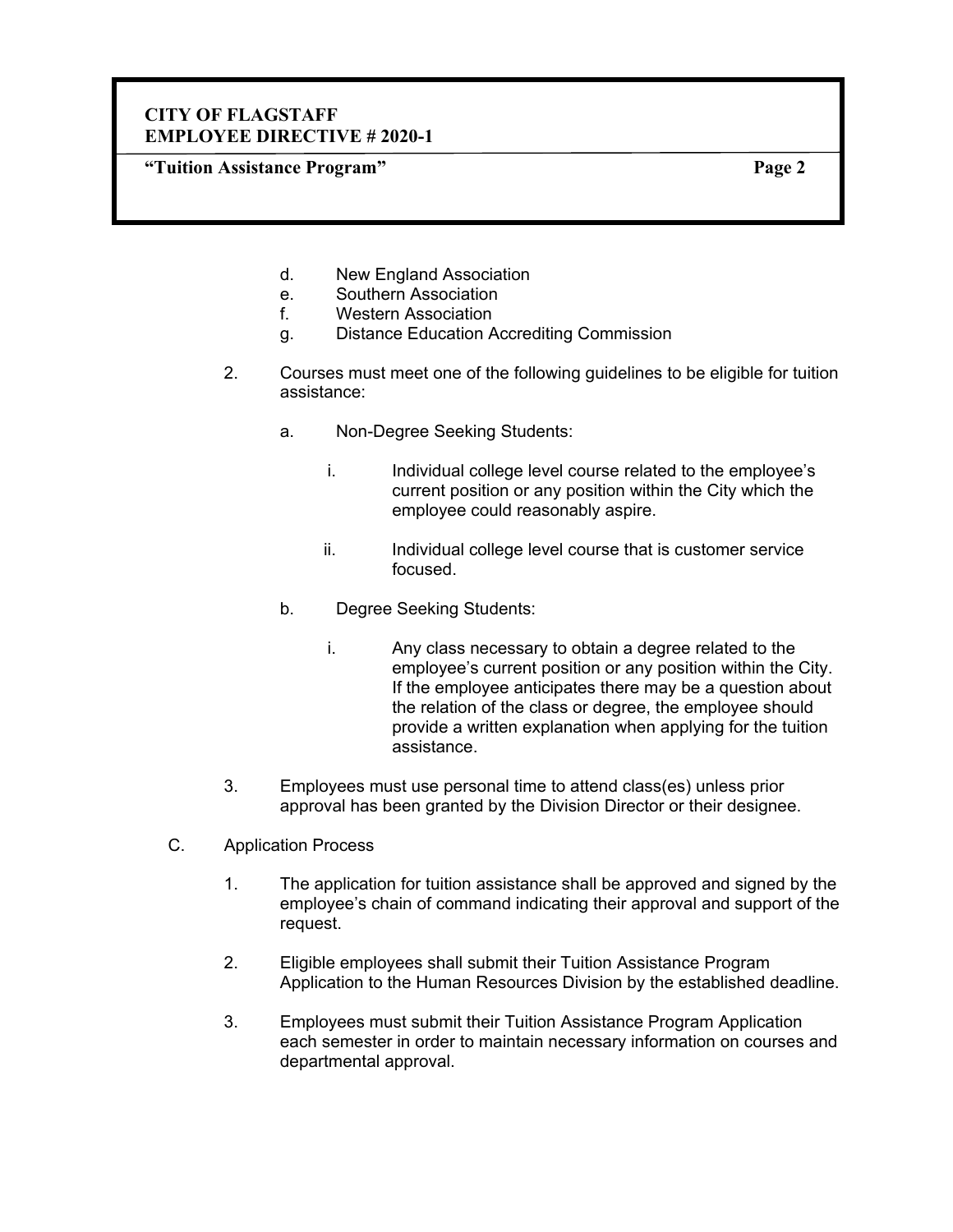d. New England Association
e. Southern Association
f. Western Association
g. Distance Education Accrediting Commission

2. Courses must meet one of the following guidelines to be eligible for tuition assistance:

   a. Non-Degree Seeking Students:

      i. Individual college level course related to the employee's current position or any position within the City which the employee could reasonably aspire.

      ii. Individual college level course that is customer service focused.

   b. Degree Seeking Students:

      i. Any class necessary to obtain a degree related to the employee's current position or any position within the City. If the employee anticipates there may be a question about the relation of the class or degree, the employee should provide a written explanation when applying for the tuition assistance.

3. Employees must use personal time to attend class(es) unless prior approval has been granted by the Division Director or their designee.

C. Application Process

1. The application for tuition assistance shall be approved and signed by the employee's chain of command indicating their approval and support of the request.

2. Eligible employees shall submit their Tuition Assistance Program Application to the Human Resources Division by the established deadline.

3. Employees must submit their Tuition Assistance Program Application each semester in order to maintain necessary information on courses and departmental approval.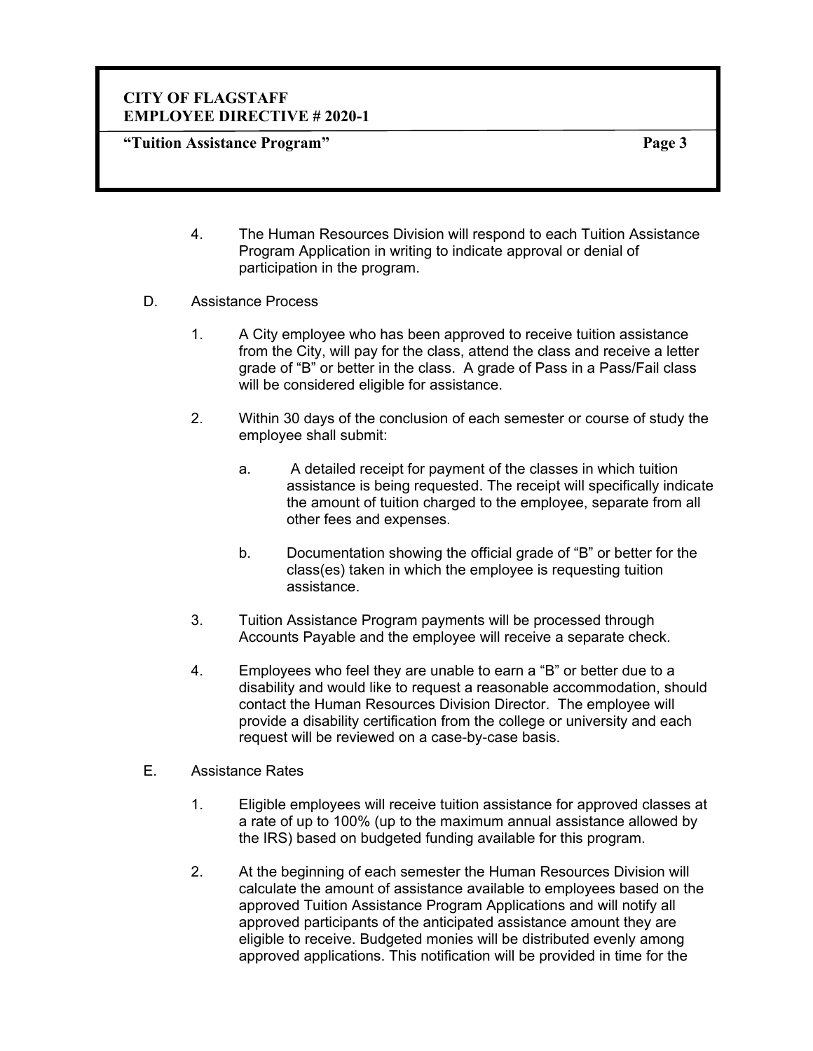4. The Human Resources Division will respond to each Tuition Assistance Program Application in writing to indicate approval or denial of participation in the program.

D. Assistance Process

1. A City employee who has been approved to receive tuition assistance from the City, will pay for the class, attend the class and receive a letter grade of "B" or better in the class. A grade of Pass in a Pass/Fail class will be considered eligible for assistance.

2. Within 30 days of the conclusion of each semester or course of study the employee shall submit:

   a. A detailed receipt for payment of the classes in which tuition assistance is being requested. The receipt will specifically indicate the amount of tuition charged to the employee, separate from all other fees and expenses.

   b. Documentation showing the official grade of "B" or better for the class(es) taken in which the employee is requesting tuition assistance.

3. Tuition Assistance Program payments will be processed through Accounts Payable and the employee will receive a separate check.

4. Employees who feel they are unable to earn a "B" or better due to a disability and would like to request a reasonable accommodation, should contact the Human Resources Division Director. The employee will provide a disability certification from the college or university and each request will be reviewed on a case-by-case basis.

E. Assistance Rates

1. Eligible employees will receive tuition assistance for approved classes at a rate of up to 100% (up to the maximum annual assistance allowed by the IRS) based on budgeted funding available for this program.

2. At the beginning of each semester the Human Resources Division will calculate the amount of assistance available to employees based on the approved Tuition Assistance Program Applications and will notify all approved participants of the anticipated assistance amount they are eligible to receive. Budgeted monies will be distributed evenly among approved applications. This notification will be provided in time for the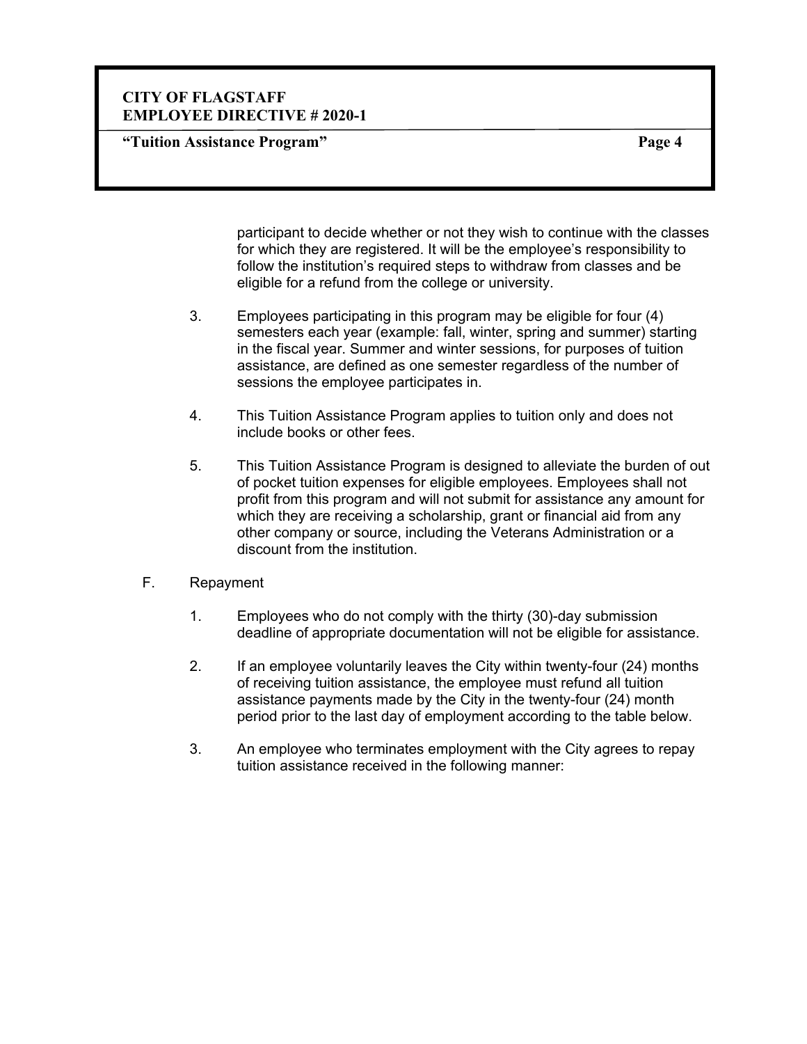participant to decide whether or not they wish to continue with the classes for which they are registered. It will be the employee's responsibility to follow the institution's required steps to withdraw from classes and be eligible for a refund from the college or university.

3. Employees participating in this program may be eligible for four (4) semesters each year (example: fall, winter, spring and summer) starting in the fiscal year. Summer and winter sessions, for purposes of tuition assistance, are defined as one semester regardless of the number of sessions the employee participates in.

4. This Tuition Assistance Program applies to tuition only and does not include books or other fees.

5. This Tuition Assistance Program is designed to alleviate the burden of out of pocket tuition expenses for eligible employees. Employees shall not profit from this program and will not submit for assistance any amount for which they are receiving a scholarship, grant or financial aid from any other company or source, including the Veterans Administration or a discount from the institution.

F. Repayment

1. Employees who do not comply with the thirty (30)-day submission deadline of appropriate documentation will not be eligible for assistance.

2. If an employee voluntarily leaves the City within twenty-four (24) months of receiving tuition assistance, the employee must refund all tuition assistance payments made by the City in the twenty-four (24) month period prior to the last day of employment according to the table below.

3. An employee who terminates employment with the City agrees to repay tuition assistance received in the following manner: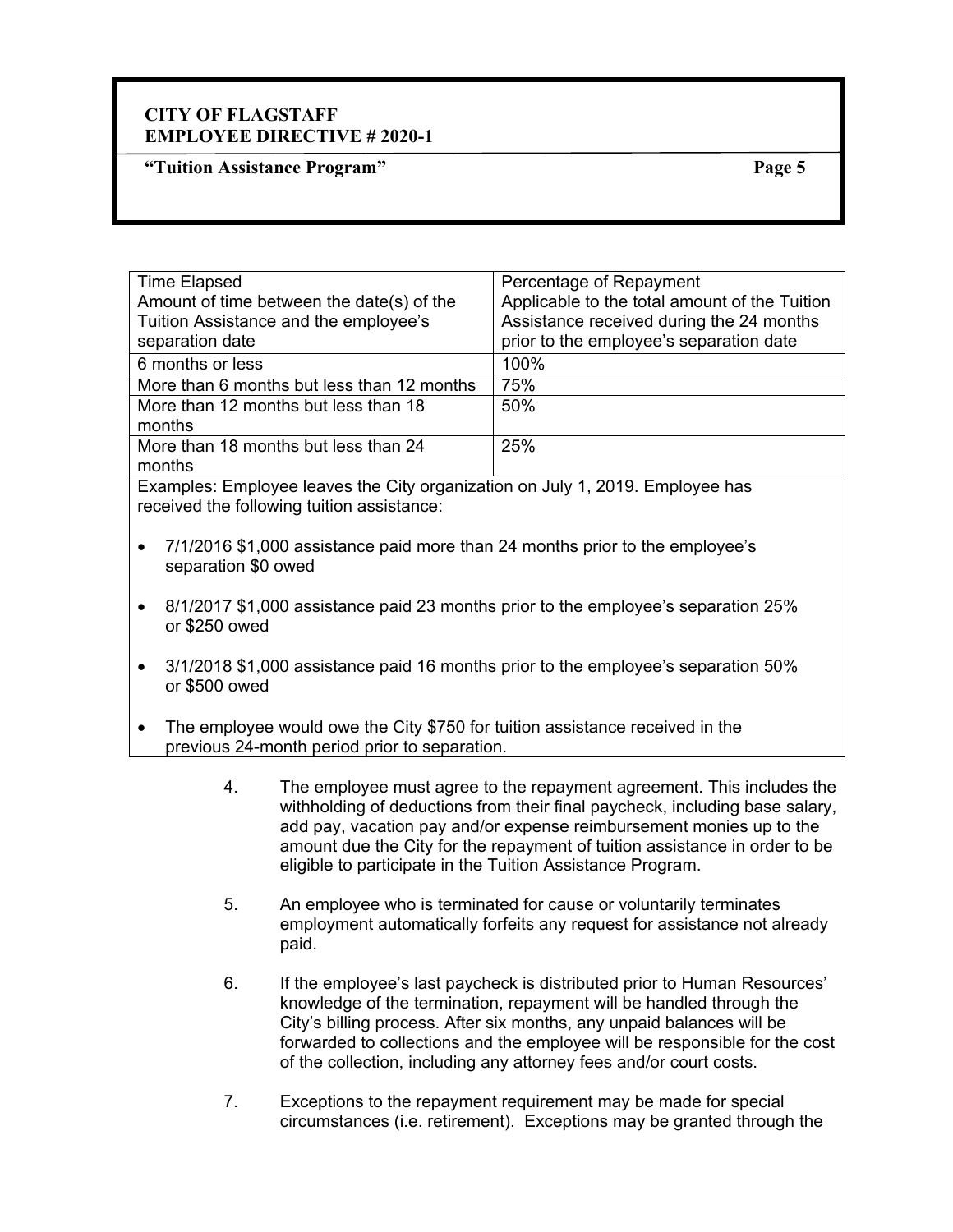| Time Elapsed<br>Amount of time between the date(s) of the Tuition Assistance and the employee's separation date | Percentage of Repayment<br>Applicable to the total amount of the Tuition Assistance received during the 24 months prior to the employee's separation date |
|---|---|
| 6 months or less | 100% |
| More than 6 months but less than 12 months | 75% |
| More than 12 months but less than 18 months | 50% |
| More than 18 months but less than 24 months | 25% |

Examples: Employee leaves the City organization on July 1, 2019. Employee has received the following tuition assistance:

- 7/1/2016 $1,000 assistance paid more than 24 months prior to the employee's separation $0 owed
- 8/1/2017 $1,000 assistance paid 23 months prior to the employee's separation 25% or $250 owed
- 3/1/2018 $1,000 assistance paid 16 months prior to the employee's separation 50% or $500 owed
- The employee would owe the City $750 for tuition assistance received in the previous 24-month period prior to separation.

4. The employee must agree to the repayment agreement. This includes the withholding of deductions from their final paycheck, including base salary, add pay, vacation pay and/or expense reimbursement monies up to the amount due the City for the repayment of tuition assistance in order to be eligible to participate in the Tuition Assistance Program.

5. An employee who is terminated for cause or voluntarily terminates employment automatically forfeits any request for assistance not already paid.

6. If the employee's last paycheck is distributed prior to Human Resources' knowledge of the termination, repayment will be handled through the City's billing process. After six months, any unpaid balances will be forwarded to collections and the employee will be responsible for the cost of the collection, including any attorney fees and/or court costs.

7. Exceptions to the repayment requirement may be made for special circumstances (i.e. retirement). Exceptions may be granted through the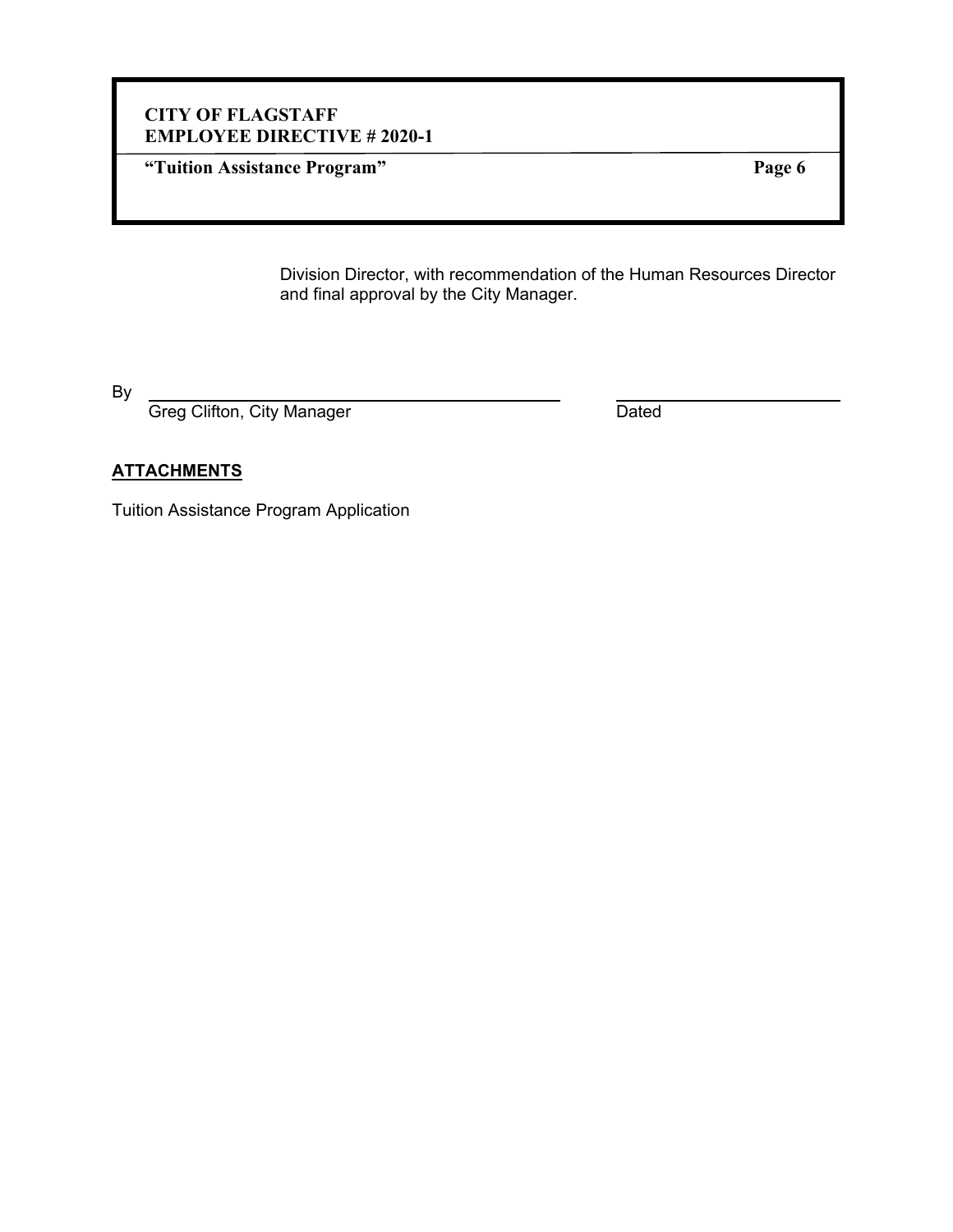Division Director, with recommendation of the Human Resources Director and final approval by the City Manager.

By \_\_\_\_\_\_\_\_\_\_\_\_\_\_\_\_\_\_\_\_\_\_\_\_\_\_\_\_\_\_\_\_\_\_\_\_\_\_\_\_ \_\_\_\_\_\_\_\_\_\_\_\_\_\_\_\_\_\_\_\_\_\_

Greg Clifton, City Manager Dated

## ATTACHMENTS

Tuition Assistance Program Application